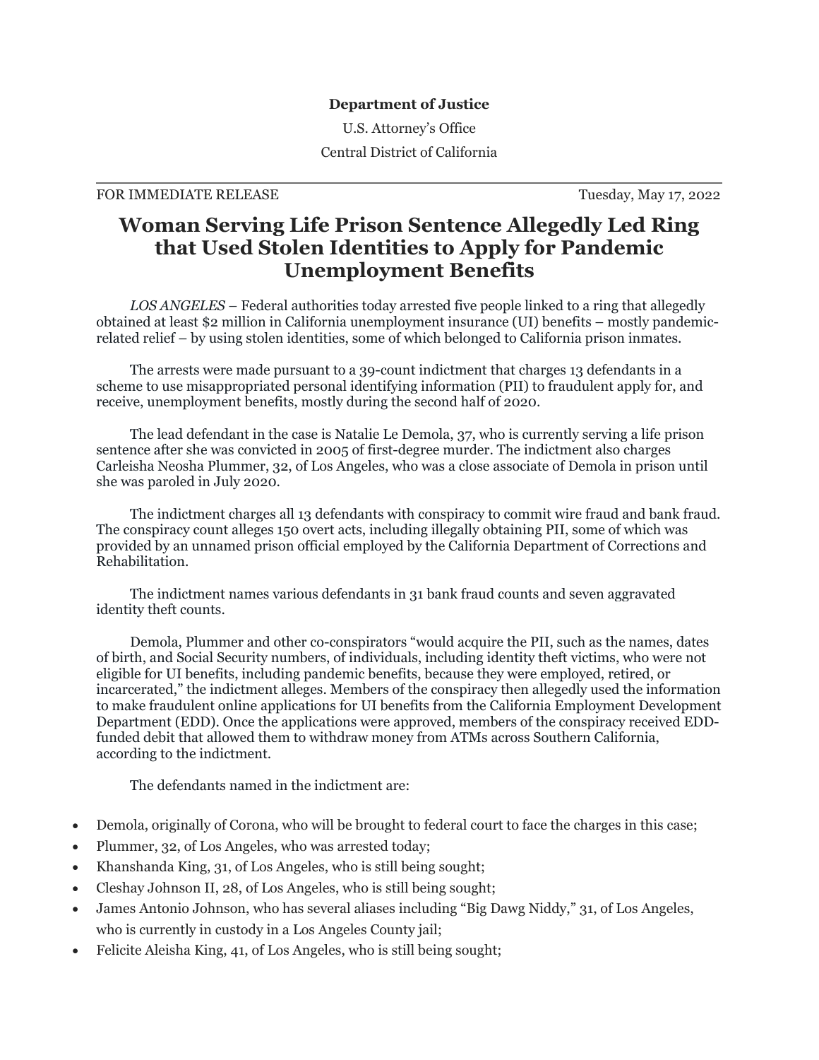**Department of Justice**

U.S. Attorney's Office

Central District of California

FOR IMMEDIATE RELEASE Tuesday, May 17, 2022

# Woman Serving Life Prison Sentence Allegedly Led Ring that Used Stolen Identities to Apply for Pandemic Unemployment Benefits

*LOS ANGELES* – Federal authorities today arrested five people linked to a ring that allegedly obtained at least $2 million in California unemployment insurance (UI) benefits – mostly pandemic-related relief – by using stolen identities, some of which belonged to California prison inmates.

The arrests were made pursuant to a 39-count indictment that charges 13 defendants in a scheme to use misappropriated personal identifying information (PII) to fraudulent apply for, and receive, unemployment benefits, mostly during the second half of 2020.

The lead defendant in the case is Natalie Le Demola, 37, who is currently serving a life prison sentence after she was convicted in 2005 of first-degree murder. The indictment also charges Carleisha Neosha Plummer, 32, of Los Angeles, who was a close associate of Demola in prison until she was paroled in July 2020.

The indictment charges all 13 defendants with conspiracy to commit wire fraud and bank fraud. The conspiracy count alleges 150 overt acts, including illegally obtaining PII, some of which was provided by an unnamed prison official employed by the California Department of Corrections and Rehabilitation.

The indictment names various defendants in 31 bank fraud counts and seven aggravated identity theft counts.

Demola, Plummer and other co-conspirators "would acquire the PII, such as the names, dates of birth, and Social Security numbers, of individuals, including identity theft victims, who were not eligible for UI benefits, including pandemic benefits, because they were employed, retired, or incarcerated," the indictment alleges. Members of the conspiracy then allegedly used the information to make fraudulent online applications for UI benefits from the California Employment Development Department (EDD). Once the applications were approved, members of the conspiracy received EDD-funded debit that allowed them to withdraw money from ATMs across Southern California, according to the indictment.

The defendants named in the indictment are:

- Demola, originally of Corona, who will be brought to federal court to face the charges in this case;
- Plummer, 32, of Los Angeles, who was arrested today;
- Khanshanda King, 31, of Los Angeles, who is still being sought;
- Cleshay Johnson II, 28, of Los Angeles, who is still being sought;
- James Antonio Johnson, who has several aliases including "Big Dawg Niddy," 31, of Los Angeles, who is currently in custody in a Los Angeles County jail;
- Felicite Aleisha King, 41, of Los Angeles, who is still being sought;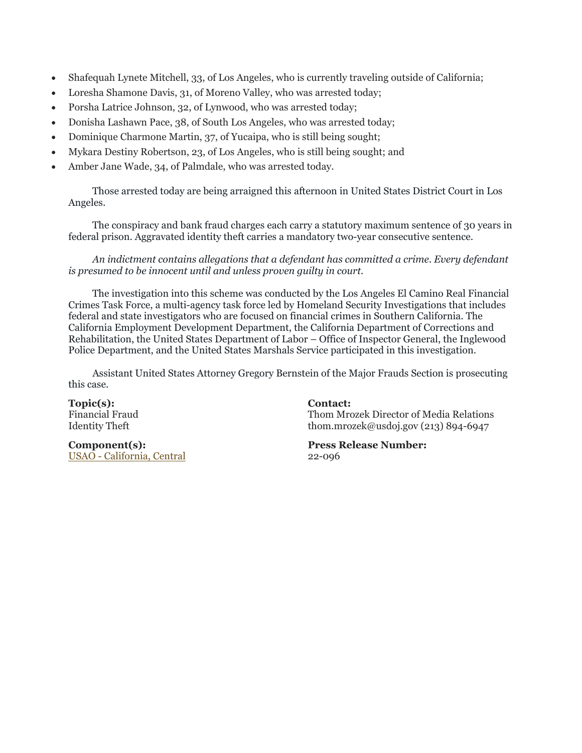- Shafequah Lynete Mitchell, 33, of Los Angeles, who is currently traveling outside of California;
- Loresha Shamone Davis, 31, of Moreno Valley, who was arrested today;
- Porsha Latrice Johnson, 32, of Lynwood, who was arrested today;
- Donisha Lashawn Pace, 38, of South Los Angeles, who was arrested today;
- Dominique Charmone Martin, 37, of Yucaipa, who is still being sought;
- Mykara Destiny Robertson, 23, of Los Angeles, who is still being sought; and
- Amber Jane Wade, 34, of Palmdale, who was arrested today.

Those arrested today are being arraigned this afternoon in United States District Court in Los Angeles.

The conspiracy and bank fraud charges each carry a statutory maximum sentence of 30 years in federal prison. Aggravated identity theft carries a mandatory two-year consecutive sentence.

*An indictment contains allegations that a defendant has committed a crime. Every defendant is presumed to be innocent until and unless proven guilty in court.*

The investigation into this scheme was conducted by the Los Angeles El Camino Real Financial Crimes Task Force, a multi-agency task force led by Homeland Security Investigations that includes federal and state investigators who are focused on financial crimes in Southern California. The California Employment Development Department, the California Department of Corrections and Rehabilitation, the United States Department of Labor – Office of Inspector General, the Inglewood Police Department, and the United States Marshals Service participated in this investigation.

Assistant United States Attorney Gregory Bernstein of the Major Frauds Section is prosecuting this case.

**Topic(s):**
Financial Fraud
Identity Theft

**Component(s):**
USAO - California, Central

**Contact:**
Thom Mrozek Director of Media Relations
thom.mrozek@usdoj.gov (213) 894-6947

**Press Release Number:**
22-096